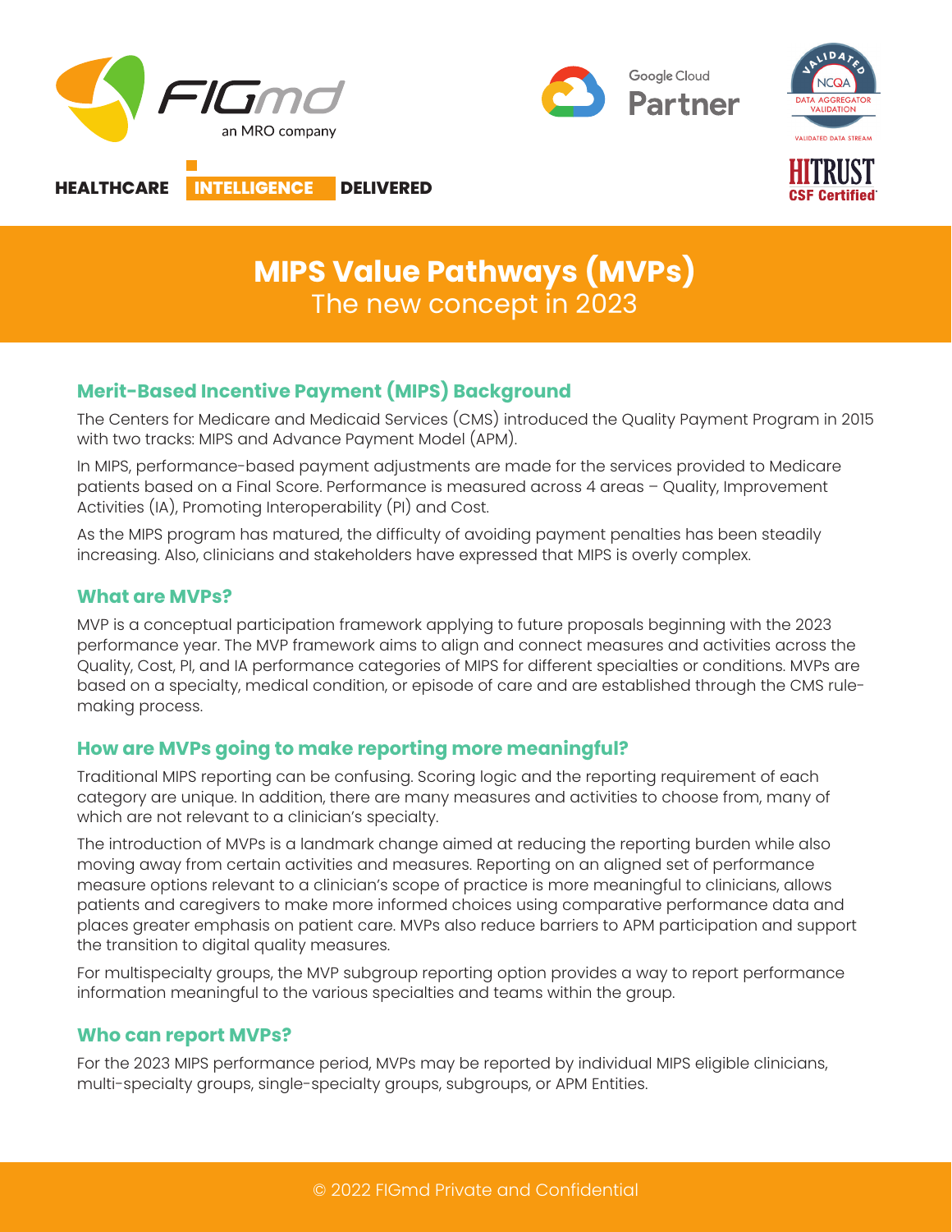HEALTHCARE INTELLIGENCE DELIVERED

# MIPS Value Pathways (MVPs)

The new concept in 2023

## Merit-Based Incentive Payment (MIPS) Background

The Centers for Medicare and Medicaid Services (CMS) introduced the Quality Payment Program in 2015 with two tracks: MIPS and Advance Payment Model (APM).

In MIPS, performance-based payment adjustments are made for the services provided to Medicare patients based on a Final Score. Performance is measured across 4 areas – Quality, Improvement Activities (IA), Promoting Interoperability (PI) and Cost.

As the MIPS program has matured, the difficulty of avoiding payment penalties has been steadily increasing. Also, clinicians and stakeholders have expressed that MIPS is overly complex.

## What are MVPs?

MVP is a conceptual participation framework applying to future proposals beginning with the 2023 performance year. The MVP framework aims to align and connect measures and activities across the Quality, Cost, PI, and IA performance categories of MIPS for different specialties or conditions. MVPs are based on a specialty, medical condition, or episode of care and are established through the CMS rule-making process.

## How are MVPs going to make reporting more meaningful?

Traditional MIPS reporting can be confusing. Scoring logic and the reporting requirement of each category are unique. In addition, there are many measures and activities to choose from, many of which are not relevant to a clinician's specialty.

The introduction of MVPs is a landmark change aimed at reducing the reporting burden while also moving away from certain activities and measures. Reporting on an aligned set of performance measure options relevant to a clinician's scope of practice is more meaningful to clinicians, allows patients and caregivers to make more informed choices using comparative performance data and places greater emphasis on patient care. MVPs also reduce barriers to APM participation and support the transition to digital quality measures.

For multispecialty groups, the MVP subgroup reporting option provides a way to report performance information meaningful to the various specialties and teams within the group.

## Who can report MVPs?

For the 2023 MIPS performance period, MVPs may be reported by individual MIPS eligible clinicians, multi-specialty groups, single-specialty groups, subgroups, or APM Entities.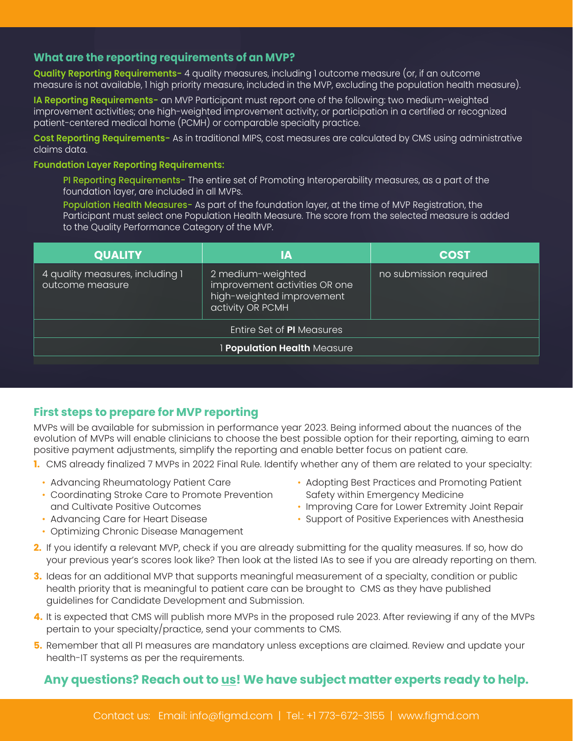## What are the reporting requirements of an MVP?

**Quality Reporting Requirements-** 4 quality measures, including 1 outcome measure (or, if an outcome measure is not available, 1 high priority measure, included in the MVP, excluding the population health measure).

**IA Reporting Requirements-** an MVP Participant must report one of the following: two medium-weighted improvement activities; one high-weighted improvement activity; or participation in a certified or recognized patient-centered medical home (PCMH) or comparable specialty practice.

**Cost Reporting Requirements-** As in traditional MIPS, cost measures are calculated by CMS using administrative claims data.

**Foundation Layer Reporting Requirements:**

PI Reporting Requirements- The entire set of Promoting Interoperability measures, as a part of the foundation layer, are included in all MVPs.

Population Health Measures- As part of the foundation layer, at the time of MVP Registration, the Participant must select one Population Health Measure. The score from the selected measure is added to the Quality Performance Category of the MVP.

| QUALITY | IA | COST |
|---|---|---|
| 4 quality measures, including 1 outcome measure | 2 medium-weighted improvement activities OR one high-weighted improvement activity OR PCMH | no submission required |
| Entire Set of **PI** Measures | | |
| 1 **Population Health** Measure | | |

## First steps to prepare for MVP reporting

MVPs will be available for submission in performance year 2023. Being informed about the nuances of the evolution of MVPs will enable clinicians to choose the best possible option for their reporting, aiming to earn positive payment adjustments, simplify the reporting and enable better focus on patient care.

1. CMS already finalized 7 MVPs in 2022 Final Rule. Identify whether any of them are related to your specialty:
   - Advancing Rheumatology Patient Care
   - Coordinating Stroke Care to Promote Prevention and Cultivate Positive Outcomes
   - Advancing Care for Heart Disease
   - Optimizing Chronic Disease Management
   - Adopting Best Practices and Promoting Patient Safety within Emergency Medicine
   - Improving Care for Lower Extremity Joint Repair
   - Support of Positive Experiences with Anesthesia
2. If you identify a relevant MVP, check if you are already submitting for the quality measures. If so, how do your previous year's scores look like? Then look at the listed IAs to see if you are already reporting on them.
3. Ideas for an additional MVP that supports meaningful measurement of a specialty, condition or public health priority that is meaningful to patient care can be brought to CMS as they have published guidelines for Candidate Development and Submission.
4. It is expected that CMS will publish more MVPs in the proposed rule 2023. After reviewing if any of the MVPs pertain to your specialty/practice, send your comments to CMS.
5. Remember that all PI measures are mandatory unless exceptions are claimed. Review and update your health-IT systems as per the requirements.

**Any questions? Reach out to us! We have subject matter experts ready to help.**

Contact us: Email: info@figmd.com | Tel.: +1 773-672-3155 | www.figmd.com